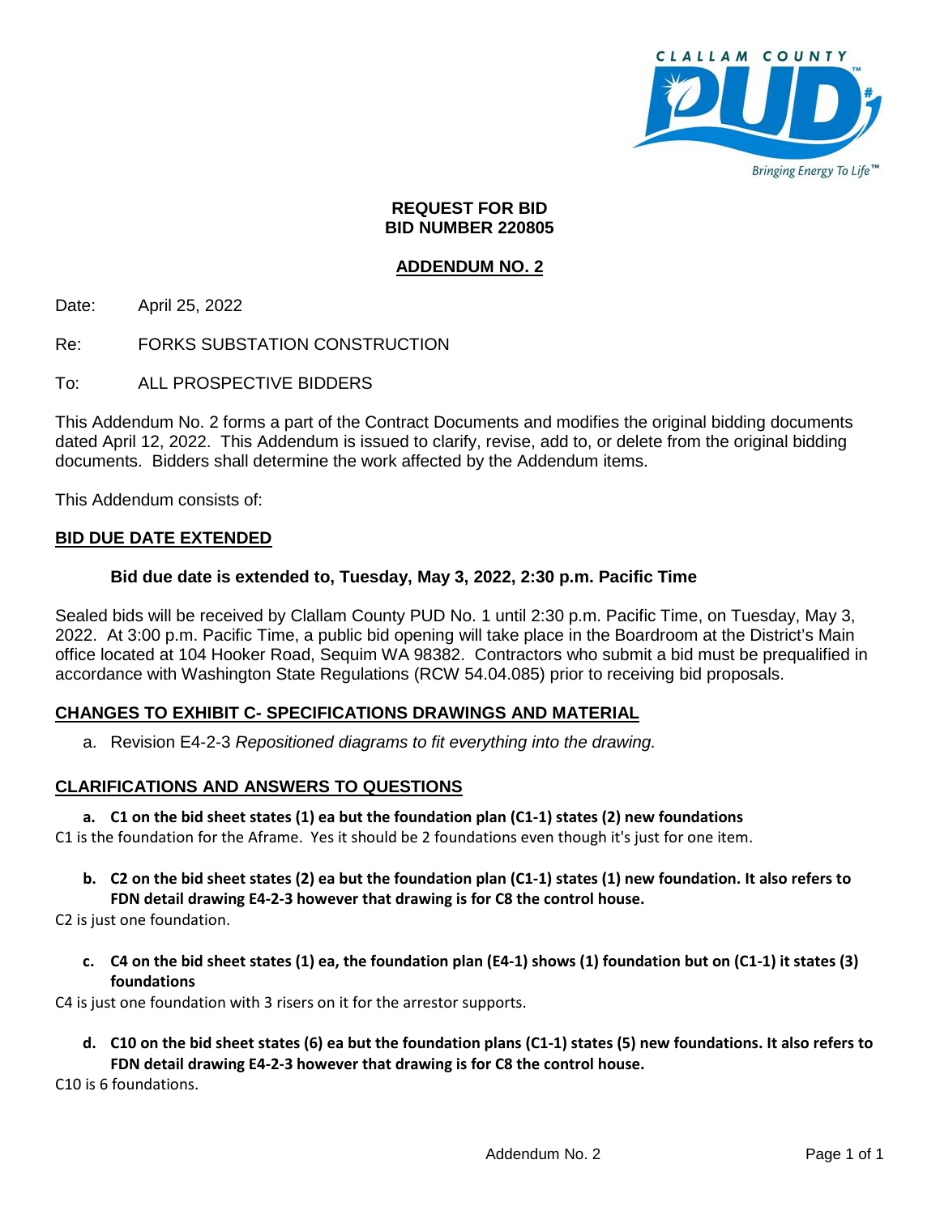**REQUEST FOR BID**
**BID NUMBER 220805**

**ADDENDUM NO. 2**

Date: April 25, 2022

Re: FORKS SUBSTATION CONSTRUCTION

To: ALL PROSPECTIVE BIDDERS

This Addendum No. 2 forms a part of the Contract Documents and modifies the original bidding documents dated April 12, 2022. This Addendum is issued to clarify, revise, add to, or delete from the original bidding documents. Bidders shall determine the work affected by the Addendum items.

This Addendum consists of:

## BID DUE DATE EXTENDED

**Bid due date is extended to, Tuesday, May 3, 2022, 2:30 p.m. Pacific Time**

Sealed bids will be received by Clallam County PUD No. 1 until 2:30 p.m. Pacific Time, on Tuesday, May 3, 2022. At 3:00 p.m. Pacific Time, a public bid opening will take place in the Boardroom at the District's Main office located at 104 Hooker Road, Sequim WA 98382. Contractors who submit a bid must be prequalified in accordance with Washington State Regulations (RCW 54.04.085) prior to receiving bid proposals.

## CHANGES TO EXHIBIT C- SPECIFICATIONS DRAWINGS AND MATERIAL

a. Revision E4-2-3 *Repositioned diagrams to fit everything into the drawing.*

## CLARIFICATIONS AND ANSWERS TO QUESTIONS

**a. C1 on the bid sheet states (1) ea but the foundation plan (C1-1) states (2) new foundations**

C1 is the foundation for the Aframe. Yes it should be 2 foundations even though it's just for one item.

**b. C2 on the bid sheet states (2) ea but the foundation plan (C1-1) states (1) new foundation. It also refers to FDN detail drawing E4-2-3 however that drawing is for C8 the control house.**

C2 is just one foundation.

**c. C4 on the bid sheet states (1) ea, the foundation plan (E4-1) shows (1) foundation but on (C1-1) it states (3) foundations**

C4 is just one foundation with 3 risers on it for the arrestor supports.

**d. C10 on the bid sheet states (6) ea but the foundation plans (C1-1) states (5) new foundations. It also refers to FDN detail drawing E4-2-3 however that drawing is for C8 the control house.**

C10 is 6 foundations.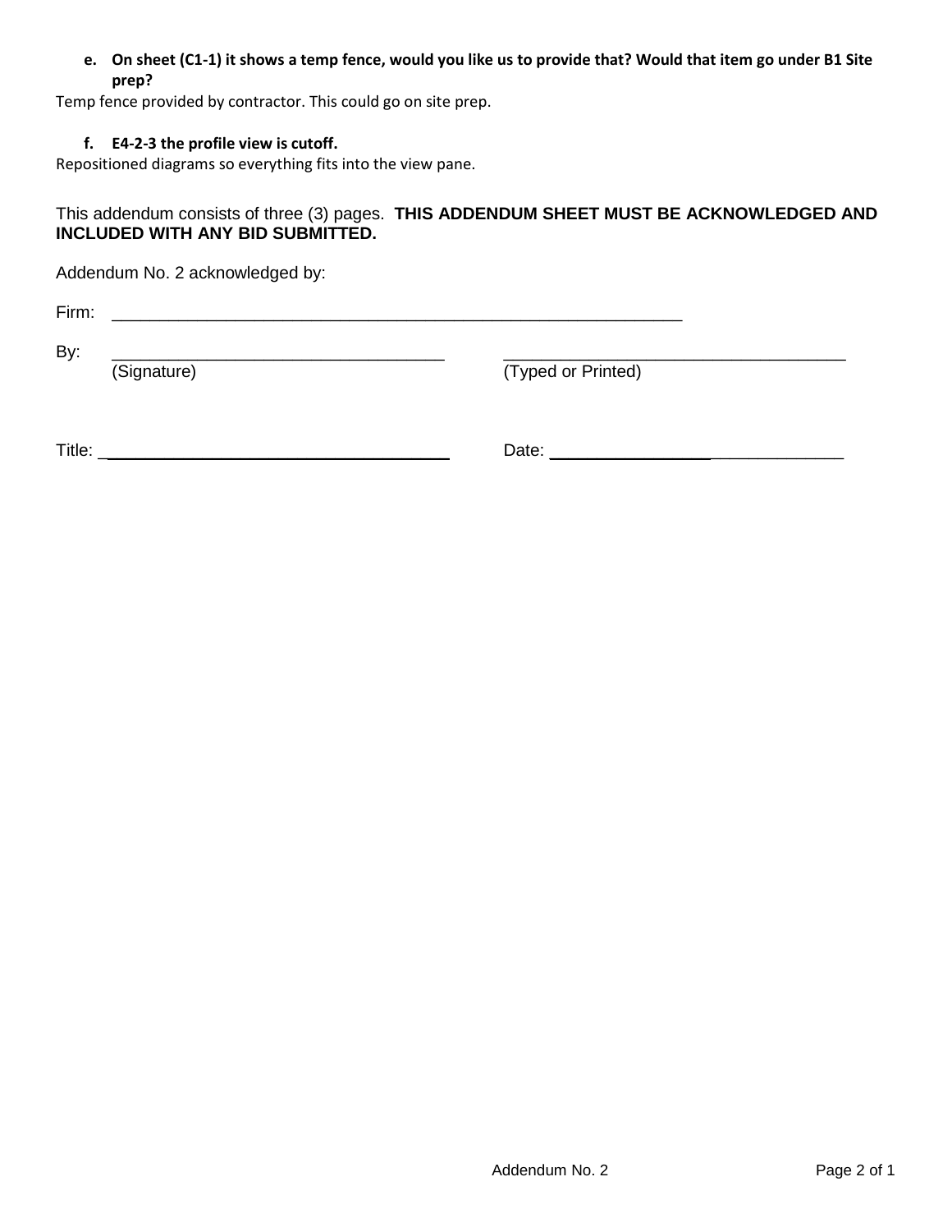e. **On sheet (C1-1) it shows a temp fence, would you like us to provide that? Would that item go under B1 Site prep?**

Temp fence provided by contractor. This could go on site prep.

f. **E4-2-3 the profile view is cutoff.**

Repositioned diagrams so everything fits into the view pane.

This addendum consists of three (3) pages. **THIS ADDENDUM SHEET MUST BE ACKNOWLEDGED AND INCLUDED WITH ANY BID SUBMITTED.**

Addendum No. 2 acknowledged by:

Firm: ______________________________________________________________

By: ____________________________________ ____________________________________

(Signature) (Typed or Printed)

Title: ____________________________________ Date: ________________________________